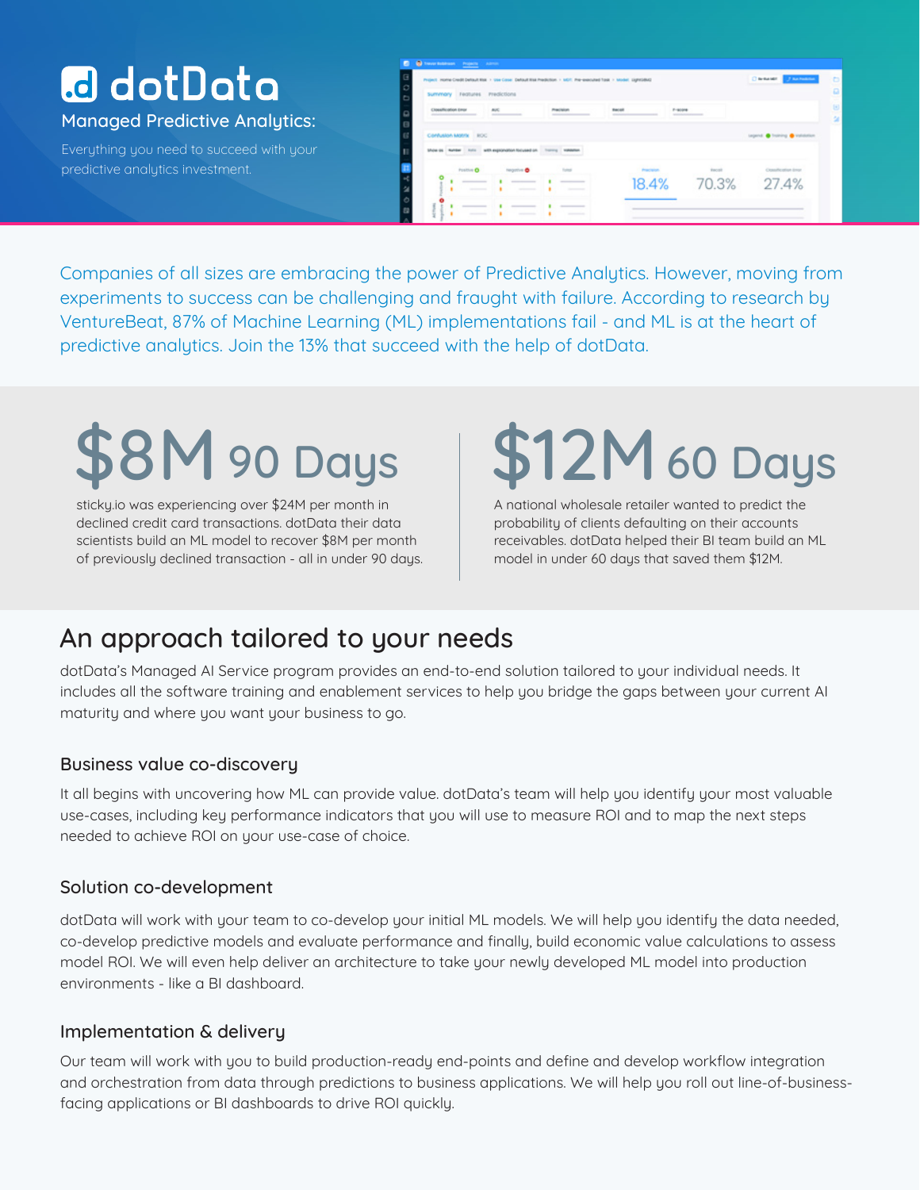# dotData

## Managed Predictive Analytics:

Everything you need to succeed with your predictive analytics investment.

Companies of all sizes are embracing the power of Predictive Analytics. However, moving from experiments to success can be challenging and fraught with failure. According to research by VentureBeat, 87% of Machine Learning (ML) implementations fail - and ML is at the heart of predictive analytics. Join the 13% that succeed with the help of dotData.

**$8M** 90 Days

sticky.io was experiencing over $24M per month in declined credit card transactions. dotData their data scientists build an ML model to recover $8M per month of previously declined transaction - all in under 90 days.

**$12M** 60 Days

A national wholesale retailer wanted to predict the probability of clients defaulting on their accounts receivables. dotData helped their BI team build an ML model in under 60 days that saved them $12M.

## An approach tailored to your needs

dotData's Managed AI Service program provides an end-to-end solution tailored to your individual needs. It includes all the software training and enablement services to help you bridge the gaps between your current AI maturity and where you want your business to go.

### Business value co-discovery

It all begins with uncovering how ML can provide value. dotData's team will help you identify your most valuable use-cases, including key performance indicators that you will use to measure ROI and to map the next steps needed to achieve ROI on your use-case of choice.

### Solution co-development

dotData will work with your team to co-develop your initial ML models. We will help you identify the data needed, co-develop predictive models and evaluate performance and finally, build economic value calculations to assess model ROI. We will even help deliver an architecture to take your newly developed ML model into production environments - like a BI dashboard.

### Implementation & delivery

Our team will work with you to build production-ready end-points and define and develop workflow integration and orchestration from data through predictions to business applications. We will help you roll out line-of-business-facing applications or BI dashboards to drive ROI quickly.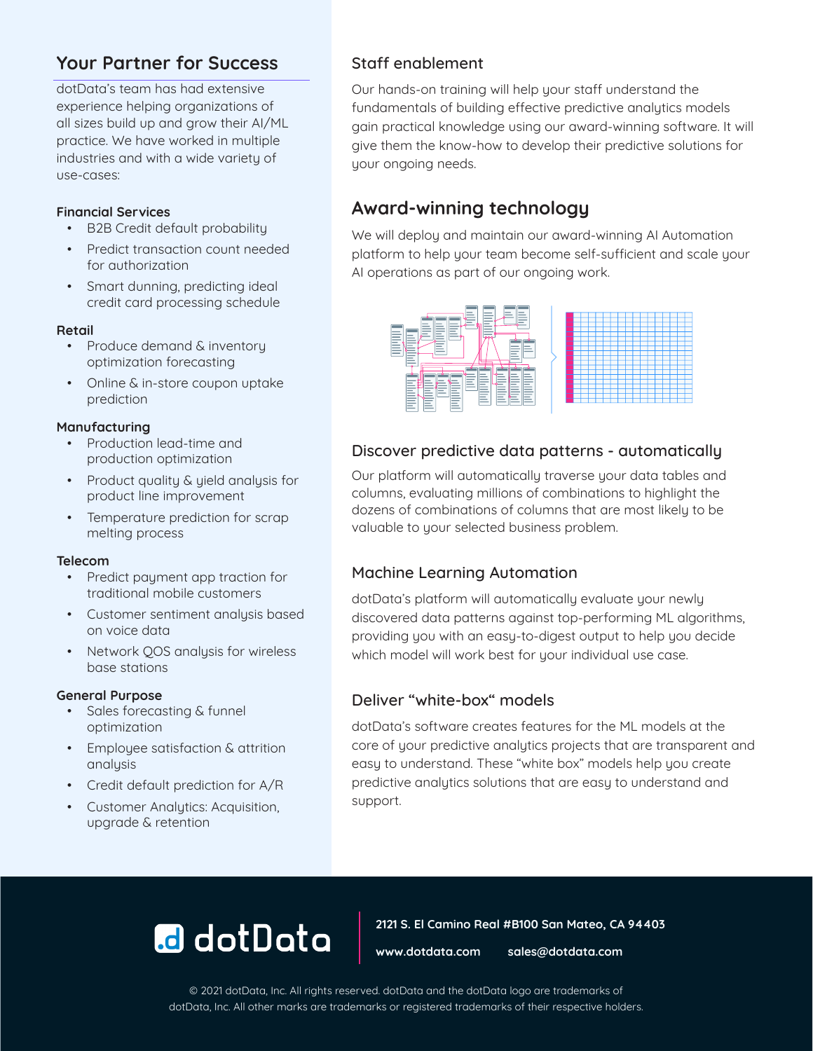## Your Partner for Success

dotData's team has had extensive experience helping organizations of all sizes build up and grow their AI/ML practice. We have worked in multiple industries and with a wide variety of use-cases:

**Financial Services**

- B2B Credit default probability
- Predict transaction count needed for authorization
- Smart dunning, predicting ideal credit card processing schedule

**Retail**

- Produce demand & inventory optimization forecasting
- Online & in-store coupon uptake prediction

**Manufacturing**

- Production lead-time and production optimization
- Product quality & yield analysis for product line improvement
- Temperature prediction for scrap melting process

**Telecom**

- Predict payment app traction for traditional mobile customers
- Customer sentiment analysis based on voice data
- Network QOS analysis for wireless base stations

**General Purpose**

- Sales forecasting & funnel optimization
- Employee satisfaction & attrition analysis
- Credit default prediction for A/R
- Customer Analytics: Acquisition, upgrade & retention

### Staff enablement

Our hands-on training will help your staff understand the fundamentals of building effective predictive analytics models gain practical knowledge using our award-winning software. It will give them the know-how to develop their predictive solutions for your ongoing needs.

## Award-winning technology

We will deploy and maintain our award-winning AI Automation platform to help your team become self-sufficient and scale your AI operations as part of our ongoing work.

### Discover predictive data patterns - automatically

Our platform will automatically traverse your data tables and columns, evaluating millions of combinations to highlight the dozens of combinations of columns that are most likely to be valuable to your selected business problem.

### Machine Learning Automation

dotData's platform will automatically evaluate your newly discovered data patterns against top-performing ML algorithms, providing you with an easy-to-digest output to help you decide which model will work best for your individual use case.

### Deliver "white-box" models

dotData's software creates features for the ML models at the core of your predictive analytics projects that are transparent and easy to understand. These "white box" models help you create predictive analytics solutions that are easy to understand and support.

dotData

2121 S. El Camino Real #B100 San Mateo, CA 94403

www.dotdata.com sales@dotdata.com

© 2021 dotData, Inc. All rights reserved. dotData and the dotData logo are trademarks of dotData, Inc. All other marks are trademarks or registered trademarks of their respective holders.